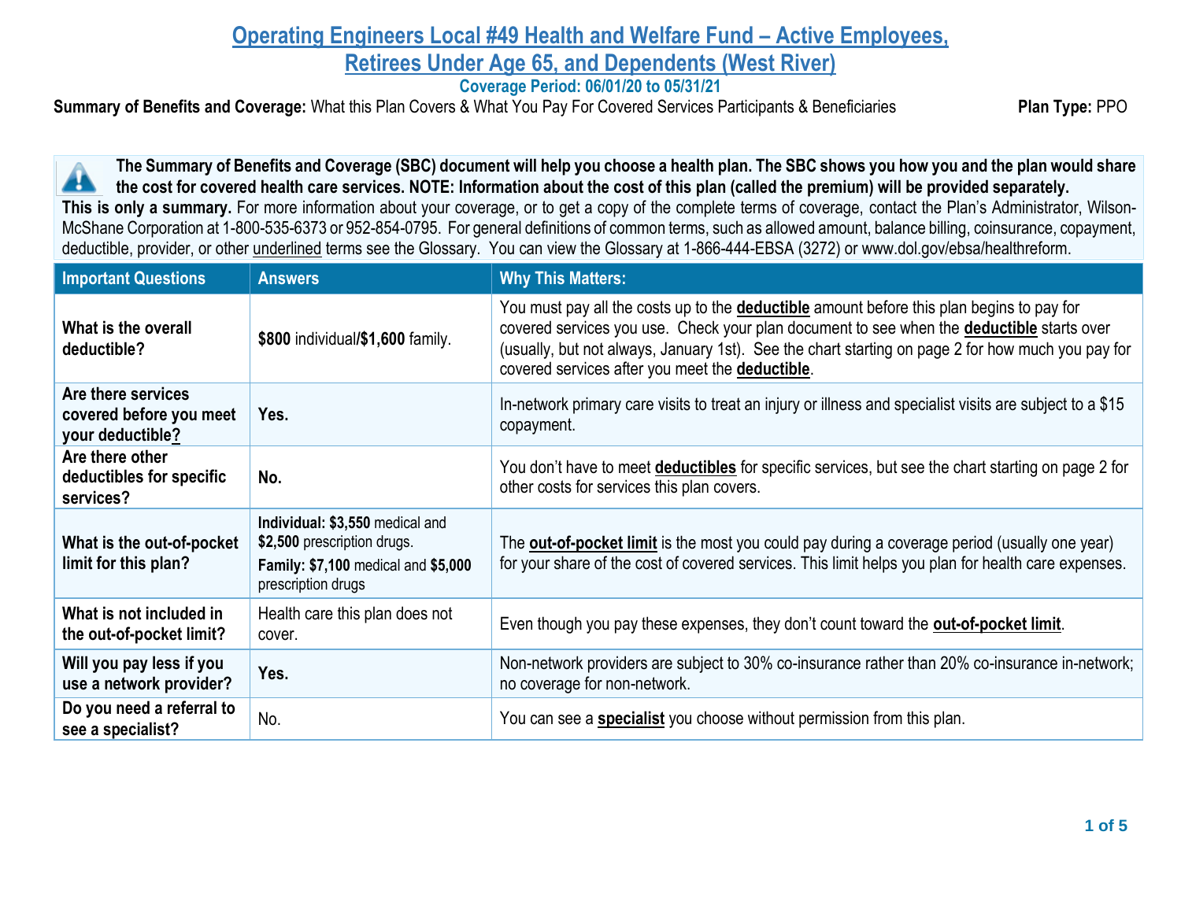# Operating Engineers Local #49 Health and Welfare Fund – Active Employees, Retirees Under Age 65, and Dependents (West River)

**Coverage Period: 06/01/20 to 05/31/21**

**Summary of Benefits and Coverage:** What this Plan Covers & What You Pay For Covered Services Participants & Beneficiaries **Plan Type:** PPO

**The Summary of Benefits and Coverage (SBC) document will help you choose a health plan. The SBC shows you how you and the plan would share the cost for covered health care services. NOTE: Information about the cost of this plan (called the premium) will be provided separately.**
**This is only a summary.** For more information about your coverage, or to get a copy of the complete terms of coverage, contact the Plan's Administrator, Wilson-McShane Corporation at 1-800-535-6373 or 952-854-0795. For general definitions of common terms, such as allowed amount, balance billing, coinsurance, copayment, deductible, provider, or other underlined terms see the Glossary. You can view the Glossary at 1-866-444-EBSA (3272) or www.dol.gov/ebsa/healthreform.

| Important Questions | Answers | Why This Matters: |
|---|---|---|
| **What is the overall deductible?** | **$800** individual/**$1,600** family. | You must pay all the costs up to the **deductible** amount before this plan begins to pay for covered services you use. Check your plan document to see when the **deductible** starts over (usually, but not always, January 1st). See the chart starting on page 2 for how much you pay for covered services after you meet the **deductible**. |
| **Are there services covered before you meet your deductible?** | **Yes.** | In-network primary care visits to treat an injury or illness and specialist visits are subject to a $15 copayment. |
| **Are there other deductibles for specific services?** | **No.** | You don't have to meet **deductibles** for specific services, but see the chart starting on page 2 for other costs for services this plan covers. |
| **What is the out-of-pocket limit for this plan?** | **Individual: $3,550** medical and **$2,500** prescription drugs. **Family: $7,100** medical and **$5,000** prescription drugs | The **out-of-pocket limit** is the most you could pay during a coverage period (usually one year) for your share of the cost of covered services. This limit helps you plan for health care expenses. |
| **What is not included in the out-of-pocket limit?** | Health care this plan does not cover. | Even though you pay these expenses, they don't count toward the **out-of-pocket limit**. |
| **Will you pay less if you use a network provider?** | **Yes.** | Non-network providers are subject to 30% co-insurance rather than 20% co-insurance in-network; no coverage for non-network. |
| **Do you need a referral to see a specialist?** | No. | You can see a **specialist** you choose without permission from this plan. |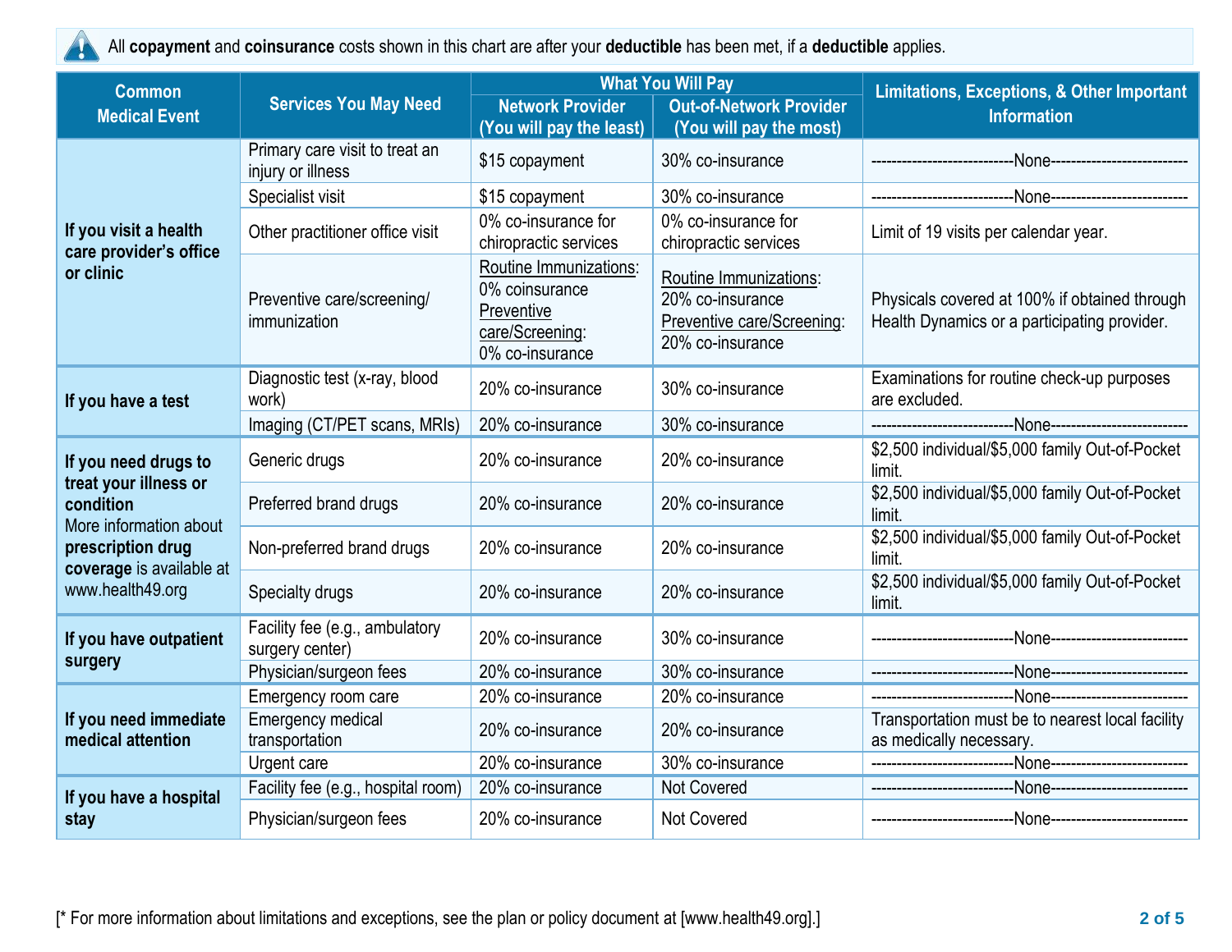All **copayment** and **coinsurance** costs shown in this chart are after your **deductible** has been met, if a **deductible** applies.

| Common Medical Event | Services You May Need | What You Will Pay | | Limitations, Exceptions, & Other Important Information |
|---|---|---|---|---|
| | | Network Provider (You will pay the least) | Out-of-Network Provider (You will pay the most) | |
| **If you visit a health care provider's office or clinic** | Primary care visit to treat an injury or illness | $15 copayment | 30% co-insurance | ---------------------------None--------------------------- |
| | Specialist visit | $15 copayment | 30% co-insurance | ---------------------------None--------------------------- |
| | Other practitioner office visit | 0% co-insurance for chiropractic services | 0% co-insurance for chiropractic services | Limit of 19 visits per calendar year. |
| | Preventive care/screening/ immunization | Routine Immunizations: 0% coinsurance Preventive care/Screening: 0% co-insurance | Routine Immunizations: 20% co-insurance Preventive care/Screening: 20% co-insurance | Physicals covered at 100% if obtained through Health Dynamics or a participating provider. |
| **If you have a test** | Diagnostic test (x-ray, blood work) | 20% co-insurance | 30% co-insurance | Examinations for routine check-up purposes are excluded. |
| | Imaging (CT/PET scans, MRIs) | 20% co-insurance | 30% co-insurance | ---------------------------None--------------------------- |
| **If you need drugs to treat your illness or condition** More information about **prescription drug coverage** is available at www.health49.org | Generic drugs | 20% co-insurance | 20% co-insurance | $2,500 individual/$5,000 family Out-of-Pocket limit. |
| | Preferred brand drugs | 20% co-insurance | 20% co-insurance | $2,500 individual/$5,000 family Out-of-Pocket limit. |
| | Non-preferred brand drugs | 20% co-insurance | 20% co-insurance | $2,500 individual/$5,000 family Out-of-Pocket limit. |
| | Specialty drugs | 20% co-insurance | 20% co-insurance | $2,500 individual/$5,000 family Out-of-Pocket limit. |
| **If you have outpatient surgery** | Facility fee (e.g., ambulatory surgery center) | 20% co-insurance | 30% co-insurance | ---------------------------None--------------------------- |
| | Physician/surgeon fees | 20% co-insurance | 30% co-insurance | ---------------------------None--------------------------- |
| **If you need immediate medical attention** | Emergency room care | 20% co-insurance | 20% co-insurance | ---------------------------None--------------------------- |
| | Emergency medical transportation | 20% co-insurance | 20% co-insurance | Transportation must be to nearest local facility as medically necessary. |
| | Urgent care | 20% co-insurance | 30% co-insurance | ---------------------------None--------------------------- |
| **If you have a hospital stay** | Facility fee (e.g., hospital room) | 20% co-insurance | Not Covered | ---------------------------None--------------------------- |
| | Physician/surgeon fees | 20% co-insurance | Not Covered | ---------------------------None--------------------------- |

[* For more information about limitations and exceptions, see the plan or policy document at [www.health49.org].]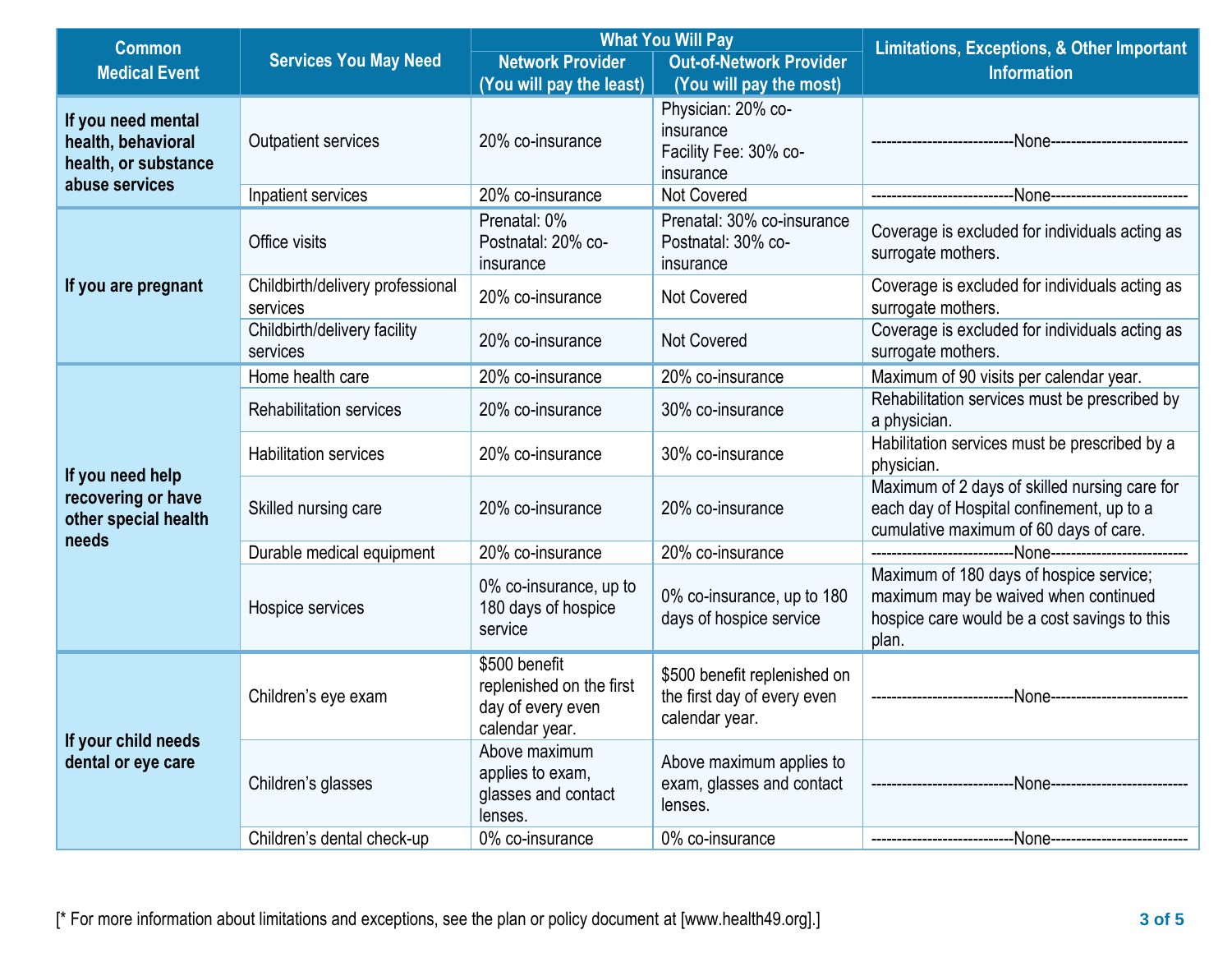| Common Medical Event | Services You May Need | What You Will Pay | | Limitations, Exceptions, & Other Important Information |
|---|---|---|---|---|
| | | Network Provider (You will pay the least) | Out-of-Network Provider (You will pay the most) | |
| If you need mental health, behavioral health, or substance abuse services | Outpatient services | 20% co-insurance | Physician: 20% co-insurance<br>Facility Fee: 30% co-insurance | ---------------------------None-------------------------- |
| | Inpatient services | 20% co-insurance | Not Covered | ---------------------------None-------------------------- |
| If you are pregnant | Office visits | Prenatal: 0%<br>Postnatal: 20% co-insurance | Prenatal: 30% co-insurance<br>Postnatal: 30% co-insurance | Coverage is excluded for individuals acting as surrogate mothers. |
| | Childbirth/delivery professional services | 20% co-insurance | Not Covered | Coverage is excluded for individuals acting as surrogate mothers. |
| | Childbirth/delivery facility services | 20% co-insurance | Not Covered | Coverage is excluded for individuals acting as surrogate mothers. |
| If you need help recovering or have other special health needs | Home health care | 20% co-insurance | 20% co-insurance | Maximum of 90 visits per calendar year. |
| | Rehabilitation services | 20% co-insurance | 30% co-insurance | Rehabilitation services must be prescribed by a physician. |
| | Habilitation services | 20% co-insurance | 30% co-insurance | Habilitation services must be prescribed by a physician. |
| | Skilled nursing care | 20% co-insurance | 20% co-insurance | Maximum of 2 days of skilled nursing care for each day of Hospital confinement, up to a cumulative maximum of 60 days of care. |
| | Durable medical equipment | 20% co-insurance | 20% co-insurance | ---------------------------None-------------------------- |
| | Hospice services | 0% co-insurance, up to 180 days of hospice service | 0% co-insurance, up to 180 days of hospice service | Maximum of 180 days of hospice service; maximum may be waived when continued hospice care would be a cost savings to this plan. |
| If your child needs dental or eye care | Children's eye exam | $500 benefit replenished on the first day of every even calendar year. | $500 benefit replenished on the first day of every even calendar year. | ---------------------------None-------------------------- |
| | Children's glasses | Above maximum applies to exam, glasses and contact lenses. | Above maximum applies to exam, glasses and contact lenses. | ---------------------------None-------------------------- |
| | Children's dental check-up | 0% co-insurance | 0% co-insurance | ---------------------------None-------------------------- |

[* For more information about limitations and exceptions, see the plan or policy document at [www.health49.org].]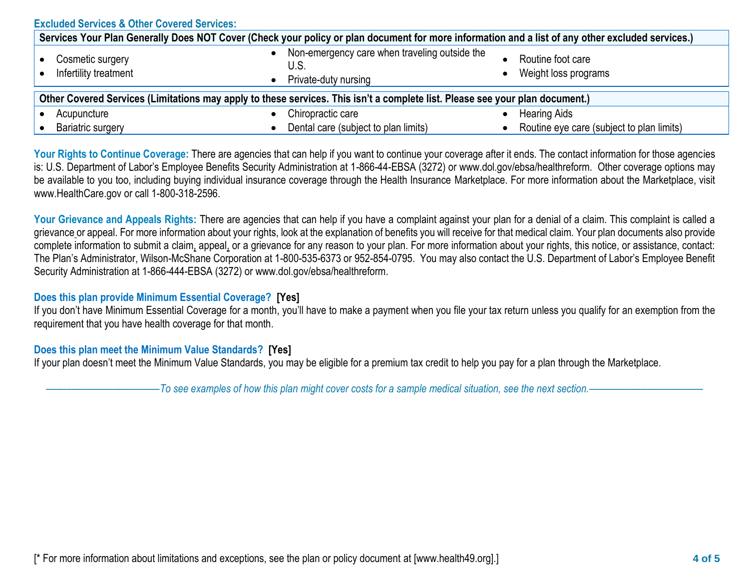## Excluded Services & Other Covered Services:

| Services Your Plan Generally Does NOT Cover (Check your policy or plan document for more information and a list of any other excluded services.) | | |
|---|---|---|
| • Cosmetic surgery<br>• Infertility treatment | • Non-emergency care when traveling outside the U.S.<br>• Private-duty nursing | • Routine foot care<br>• Weight loss programs |

| Other Covered Services (Limitations may apply to these services. This isn't a complete list. Please see your plan document.) | | |
|---|---|---|
| • Acupuncture<br>• Bariatric surgery | • Chiropractic care<br>• Dental care (subject to plan limits) | • Hearing Aids<br>• Routine eye care (subject to plan limits) |

**Your Rights to Continue Coverage:** There are agencies that can help if you want to continue your coverage after it ends. The contact information for those agencies is: U.S. Department of Labor's Employee Benefits Security Administration at 1-866-44-EBSA (3272) or www.dol.gov/ebsa/healthreform. Other coverage options may be available to you too, including buying individual insurance coverage through the Health Insurance Marketplace. For more information about the Marketplace, visit www.HealthCare.gov or call 1-800-318-2596.

**Your Grievance and Appeals Rights:** There are agencies that can help if you have a complaint against your plan for a denial of a claim. This complaint is called a grievance or appeal. For more information about your rights, look at the explanation of benefits you will receive for that medical claim. Your plan documents also provide complete information to submit a claim, appeal, or a grievance for any reason to your plan. For more information about your rights, this notice, or assistance, contact: The Plan's Administrator, Wilson-McShane Corporation at 1-800-535-6373 or 952-854-0795. You may also contact the U.S. Department of Labor's Employee Benefit Security Administration at 1-866-444-EBSA (3272) or www.dol.gov/ebsa/healthreform.

**Does this plan provide Minimum Essential Coverage? [Yes]**

If you don't have Minimum Essential Coverage for a month, you'll have to make a payment when you file your tax return unless you qualify for an exemption from the requirement that you have health coverage for that month.

**Does this plan meet the Minimum Value Standards? [Yes]**

If your plan doesn't meet the Minimum Value Standards, you may be eligible for a premium tax credit to help you pay for a plan through the Marketplace.

*——————————To see examples of how this plan might cover costs for a sample medical situation, see the next section.——————————*

[* For more information about limitations and exceptions, see the plan or policy document at [www.health49.org].]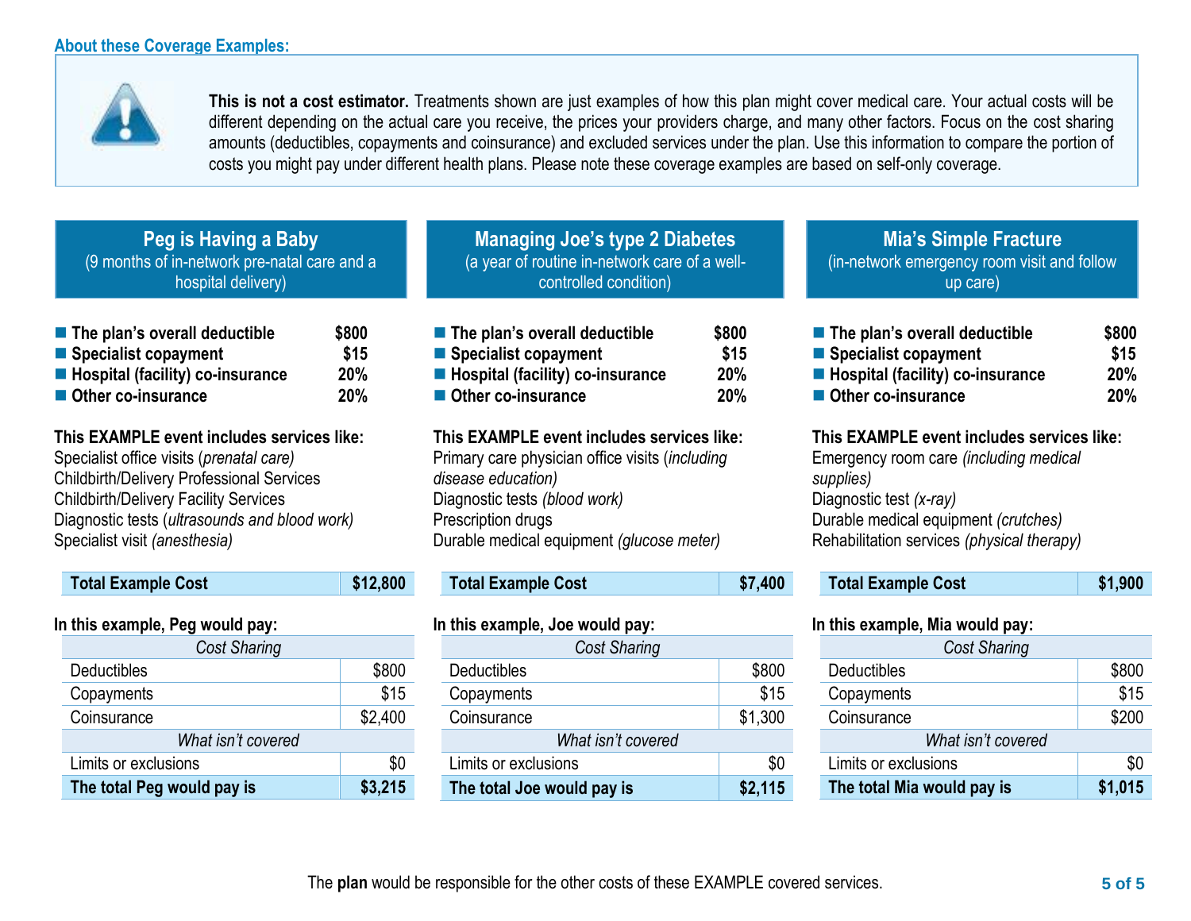**About these Coverage Examples:**

**This is not a cost estimator.** Treatments shown are just examples of how this plan might cover medical care. Your actual costs will be different depending on the actual care you receive, the prices your providers charge, and many other factors. Focus on the cost sharing amounts (deductibles, copayments and coinsurance) and excluded services under the plan. Use this information to compare the portion of costs you might pay under different health plans. Please note these coverage examples are based on self-only coverage.

## Peg is Having a Baby

(9 months of in-network pre-natal care and a hospital delivery)

- **The plan's overall deductible** **$800**
- **Specialist copayment** **$15**
- **Hospital (facility) co-insurance** **20%**
- **Other co-insurance** **20%**

**This EXAMPLE event includes services like:**
Specialist office visits (*prenatal care)*
Childbirth/Delivery Professional Services
Childbirth/Delivery Facility Services
Diagnostic tests (*ultrasounds and blood work)*
Specialist visit *(anesthesia)*

| **Total Example Cost** | **$12,800** |
|---|---|

**In this example, Peg would pay:**

| *Cost Sharing* | |
|---|---|
| Deductibles | $800 |
| Copayments | $15 |
| Coinsurance | $2,400 |
| *What isn't covered* | |
| Limits or exclusions | $0 |
| **The total Peg would pay is** | **$3,215** |

## Managing Joe's type 2 Diabetes

(a year of routine in-network care of a well-controlled condition)

- **The plan's overall deductible** **$800**
- **Specialist copayment** **$15**
- **Hospital (facility) co-insurance** **20%**
- **Other co-insurance** **20%**

**This EXAMPLE event includes services like:**
Primary care physician office visits (*including disease education)*
Diagnostic tests *(blood work)*
Prescription drugs
Durable medical equipment *(glucose meter)*

| **Total Example Cost** | **$7,400** |
|---|---|

**In this example, Joe would pay:**

| *Cost Sharing* | |
|---|---|
| Deductibles | $800 |
| Copayments | $15 |
| Coinsurance | $1,300 |
| *What isn't covered* | |
| Limits or exclusions | $0 |
| **The total Joe would pay is** | **$2,115** |

## Mia's Simple Fracture

(in-network emergency room visit and follow up care)

- **The plan's overall deductible** **$800**
- **Specialist copayment** **$15**
- **Hospital (facility) co-insurance** **20%**
- **Other co-insurance** **20%**

**This EXAMPLE event includes services like:**
Emergency room care *(including medical supplies)*
Diagnostic test *(x-ray)*
Durable medical equipment *(crutches)*
Rehabilitation services *(physical therapy)*

| **Total Example Cost** | **$1,900** |
|---|---|

**In this example, Mia would pay:**

| *Cost Sharing* | |
|---|---|
| Deductibles | $800 |
| Copayments | $15 |
| Coinsurance | $200 |
| *What isn't covered* | |
| Limits or exclusions | $0 |
| **The total Mia would pay is** | **$1,015** |

The **plan** would be responsible for the other costs of these EXAMPLE covered services.